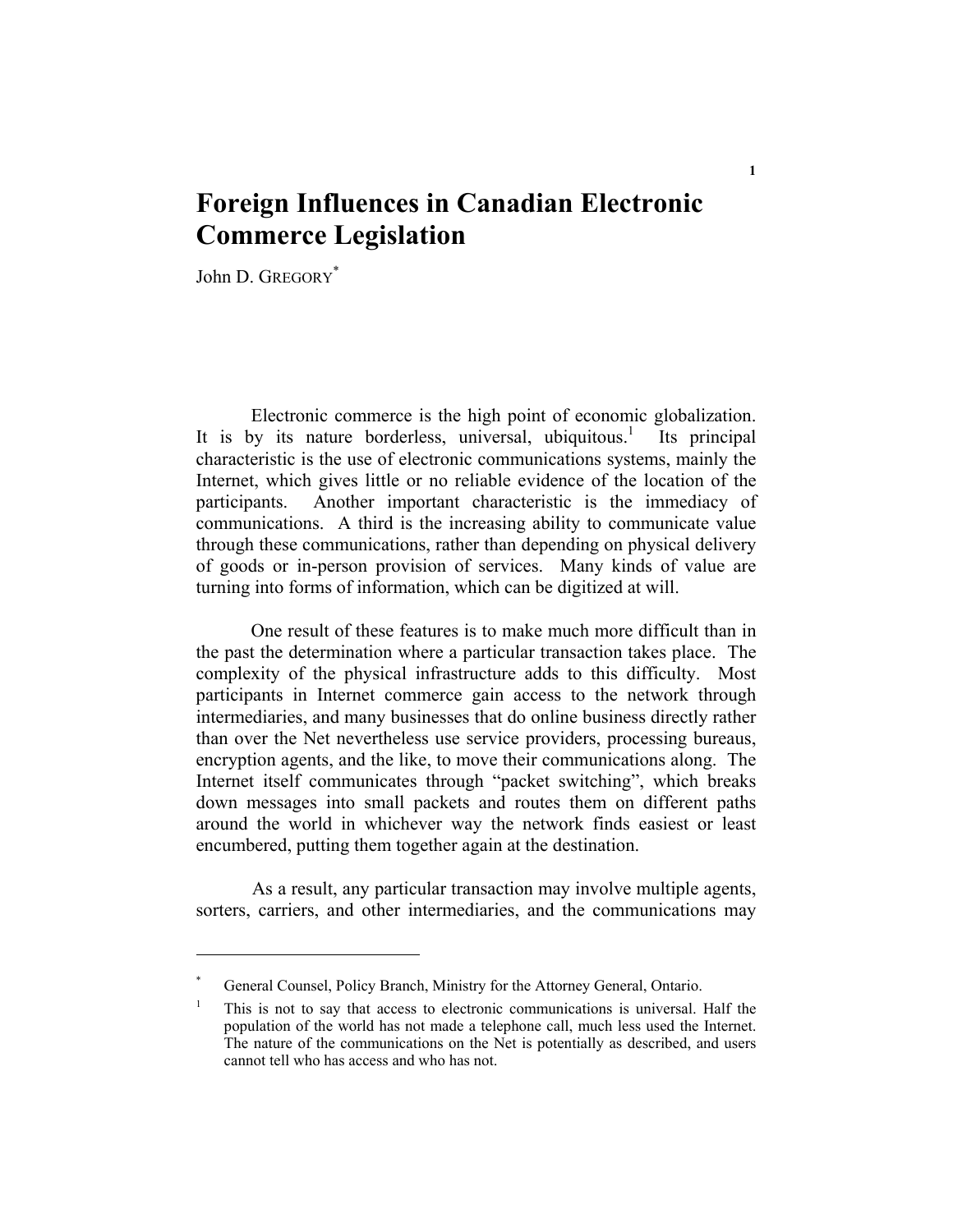# Foreign Influences in Canadian Electronic Commerce Legislation

John D. GREGORY[*]

Electronic commerce is the high point of economic globalization. It is by its nature borderless, universal, ubiquitous.[1] Its principal characteristic is the use of electronic communications systems, mainly the Internet, which gives little or no reliable evidence of the location of the participants. Another important characteristic is the immediacy of communications. A third is the increasing ability to communicate value through these communications, rather than depending on physical delivery of goods or in-person provision of services. Many kinds of value are turning into forms of information, which can be digitized at will.

One result of these features is to make much more difficult than in the past the determination where a particular transaction takes place. The complexity of the physical infrastructure adds to this difficulty. Most participants in Internet commerce gain access to the network through intermediaries, and many businesses that do online business directly rather than over the Net nevertheless use service providers, processing bureaus, encryption agents, and the like, to move their communications along. The Internet itself communicates through "packet switching", which breaks down messages into small packets and routes them on different paths around the world in whichever way the network finds easiest or least encumbered, putting them together again at the destination.

As a result, any particular transaction may involve multiple agents, sorters, carriers, and other intermediaries, and the communications may

---

[*] General Counsel, Policy Branch, Ministry for the Attorney General, Ontario.

[1] This is not to say that access to electronic communications is universal. Half the population of the world has not made a telephone call, much less used the Internet. The nature of the communications on the Net is potentially as described, and users cannot tell who has access and who has not.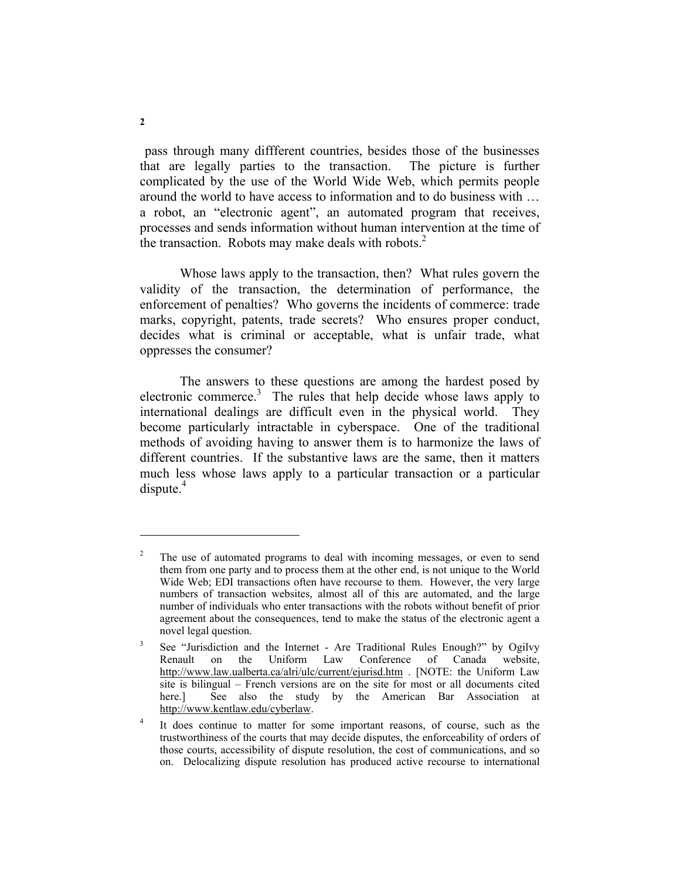pass through many diffferent countries, besides those of the businesses that are legally parties to the transaction. The picture is further complicated by the use of the World Wide Web, which permits people around the world to have access to information and to do business with … a robot, an "electronic agent", an automated program that receives, processes and sends information without human intervention at the time of the transaction. Robots may make deals with robots.[2]

Whose laws apply to the transaction, then? What rules govern the validity of the transaction, the determination of performance, the enforcement of penalties? Who governs the incidents of commerce: trade marks, copyright, patents, trade secrets? Who ensures proper conduct, decides what is criminal or acceptable, what is unfair trade, what oppresses the consumer?

The answers to these questions are among the hardest posed by electronic commerce.[3] The rules that help decide whose laws apply to international dealings are difficult even in the physical world. They become particularly intractable in cyberspace. One of the traditional methods of avoiding having to answer them is to harmonize the laws of different countries. If the substantive laws are the same, then it matters much less whose laws apply to a particular transaction or a particular dispute.[4]

---

[2] The use of automated programs to deal with incoming messages, or even to send them from one party and to process them at the other end, is not unique to the World Wide Web; EDI transactions often have recourse to them. However, the very large numbers of transaction websites, almost all of this are automated, and the large number of individuals who enter transactions with the robots without benefit of prior agreement about the consequences, tend to make the status of the electronic agent a novel legal question.

[3] See "Jurisdiction and the Internet - Are Traditional Rules Enough?" by Ogilvy Renault on the Uniform Law Conference of Canada website, http://www.law.ualberta.ca/alri/ulc/current/ejurisd.htm . [NOTE: the Uniform Law site is bilingual – French versions are on the site for most or all documents cited here.] See also the study by the American Bar Association at http://www.kentlaw.edu/cyberlaw.

[4] It does continue to matter for some important reasons, of course, such as the trustworthiness of the courts that may decide disputes, the enforceability of orders of those courts, accessibility of dispute resolution, the cost of communications, and so on. Delocalizing dispute resolution has produced active recourse to international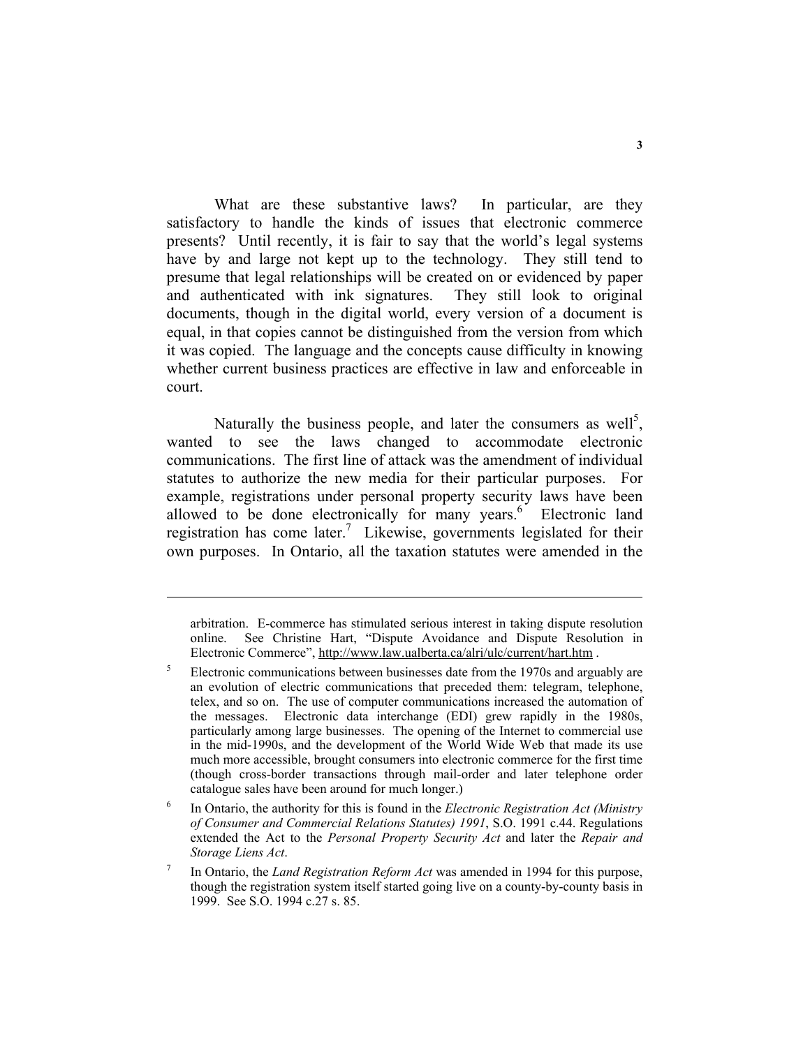What are these substantive laws? In particular, are they satisfactory to handle the kinds of issues that electronic commerce presents? Until recently, it is fair to say that the world's legal systems have by and large not kept up to the technology. They still tend to presume that legal relationships will be created on or evidenced by paper and authenticated with ink signatures. They still look to original documents, though in the digital world, every version of a document is equal, in that copies cannot be distinguished from the version from which it was copied. The language and the concepts cause difficulty in knowing whether current business practices are effective in law and enforceable in court.

Naturally the business people, and later the consumers as well[5], wanted to see the laws changed to accommodate electronic communications. The first line of attack was the amendment of individual statutes to authorize the new media for their particular purposes. For example, registrations under personal property security laws have been allowed to be done electronically for many years.[6] Electronic land registration has come later.[7] Likewise, governments legislated for their own purposes. In Ontario, all the taxation statutes were amended in the

---

arbitration. E-commerce has stimulated serious interest in taking dispute resolution online. See Christine Hart, "Dispute Avoidance and Dispute Resolution in Electronic Commerce", http://www.law.ualberta.ca/alri/ulc/current/hart.htm .

[5] Electronic communications between businesses date from the 1970s and arguably are an evolution of electric communications that preceded them: telegram, telephone, telex, and so on. The use of computer communications increased the automation of the messages. Electronic data interchange (EDI) grew rapidly in the 1980s, particularly among large businesses. The opening of the Internet to commercial use in the mid-1990s, and the development of the World Wide Web that made its use much more accessible, brought consumers into electronic commerce for the first time (though cross-border transactions through mail-order and later telephone order catalogue sales have been around for much longer.)

[6] In Ontario, the authority for this is found in the *Electronic Registration Act (Ministry of Consumer and Commercial Relations Statutes) 1991*, S.O. 1991 c.44. Regulations extended the Act to the *Personal Property Security Act* and later the *Repair and Storage Liens Act*.

[7] In Ontario, the *Land Registration Reform Act* was amended in 1994 for this purpose, though the registration system itself started going live on a county-by-county basis in 1999. See S.O. 1994 c.27 s. 85.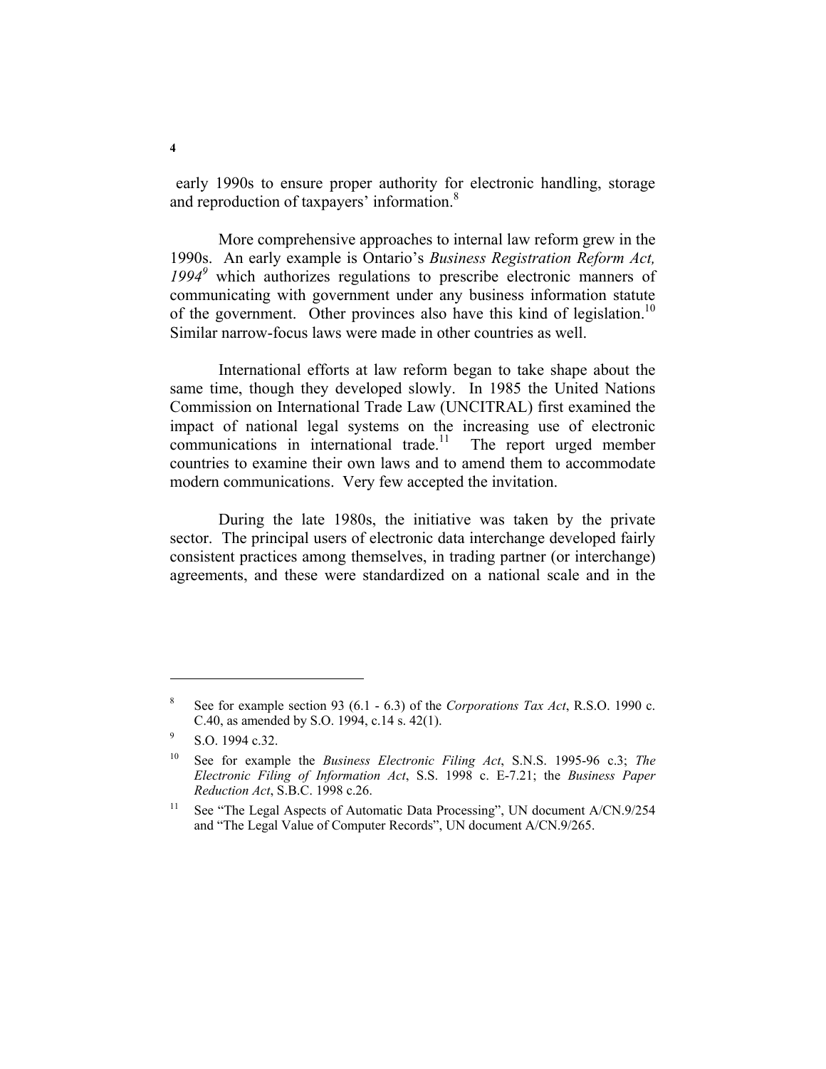early 1990s to ensure proper authority for electronic handling, storage and reproduction of taxpayers' information.[8]

More comprehensive approaches to internal law reform grew in the 1990s. An early example is Ontario's *Business Registration Reform Act, 1994*[9] which authorizes regulations to prescribe electronic manners of communicating with government under any business information statute of the government. Other provinces also have this kind of legislation.[10] Similar narrow-focus laws were made in other countries as well.

International efforts at law reform began to take shape about the same time, though they developed slowly. In 1985 the United Nations Commission on International Trade Law (UNCITRAL) first examined the impact of national legal systems on the increasing use of electronic communications in international trade.[11] The report urged member countries to examine their own laws and to amend them to accommodate modern communications. Very few accepted the invitation.

During the late 1980s, the initiative was taken by the private sector. The principal users of electronic data interchange developed fairly consistent practices among themselves, in trading partner (or interchange) agreements, and these were standardized on a national scale and in the

---

[8] See for example section 93 (6.1 - 6.3) of the *Corporations Tax Act*, R.S.O. 1990 c. C.40, as amended by S.O. 1994, c.14 s. 42(1).

[9] S.O. 1994 c.32.

[10] See for example the *Business Electronic Filing Act*, S.N.S. 1995-96 c.3; *The Electronic Filing of Information Act*, S.S. 1998 c. E-7.21; the *Business Paper Reduction Act*, S.B.C. 1998 c.26.

[11] See "The Legal Aspects of Automatic Data Processing", UN document A/CN.9/254 and "The Legal Value of Computer Records", UN document A/CN.9/265.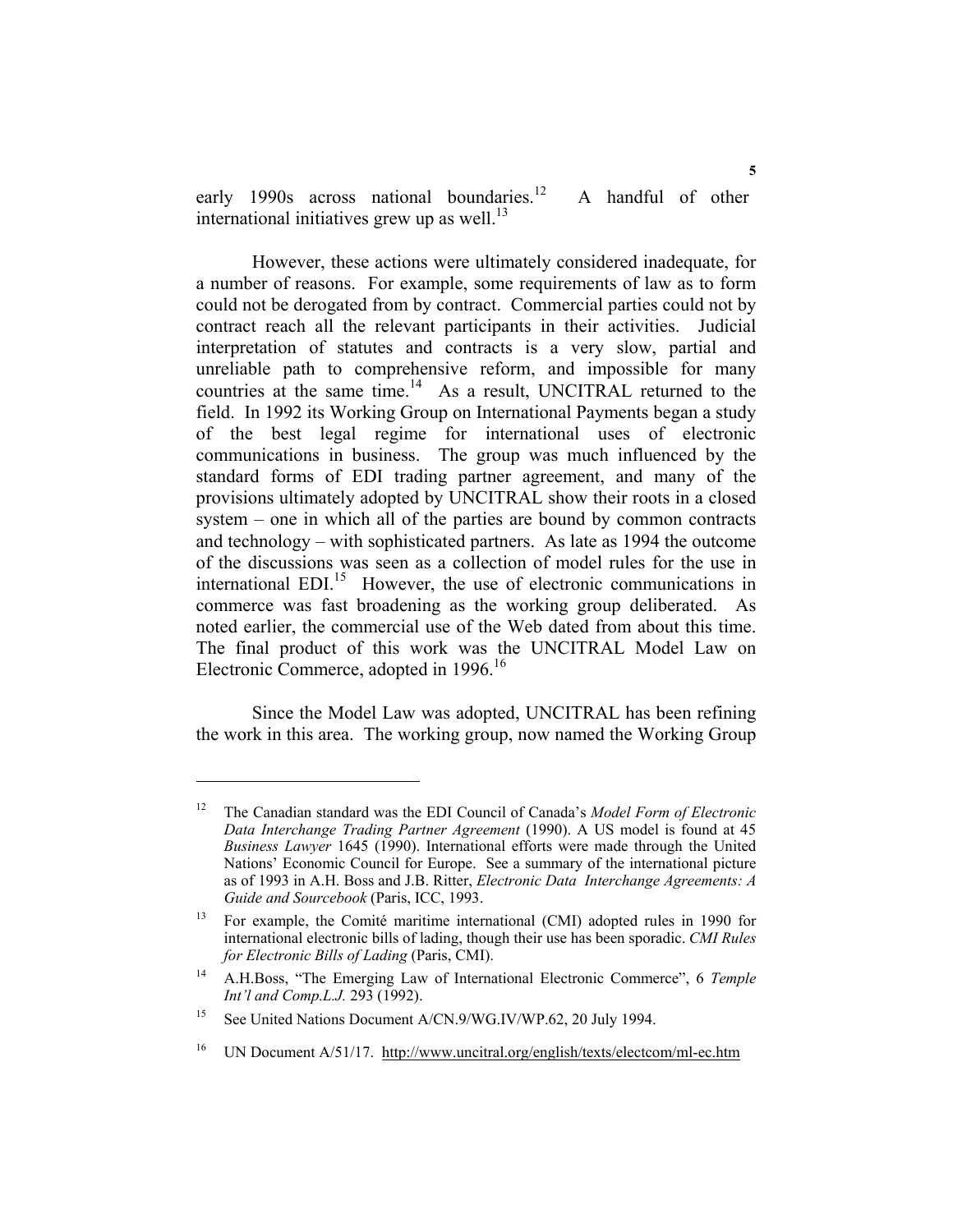early 1990s across national boundaries.[12] A handful of other international initiatives grew up as well.[13]

However, these actions were ultimately considered inadequate, for a number of reasons. For example, some requirements of law as to form could not be derogated from by contract. Commercial parties could not by contract reach all the relevant participants in their activities. Judicial interpretation of statutes and contracts is a very slow, partial and unreliable path to comprehensive reform, and impossible for many countries at the same time.[14] As a result, UNCITRAL returned to the field. In 1992 its Working Group on International Payments began a study of the best legal regime for international uses of electronic communications in business. The group was much influenced by the standard forms of EDI trading partner agreement, and many of the provisions ultimately adopted by UNCITRAL show their roots in a closed system – one in which all of the parties are bound by common contracts and technology – with sophisticated partners. As late as 1994 the outcome of the discussions was seen as a collection of model rules for the use in international EDI.[15] However, the use of electronic communications in commerce was fast broadening as the working group deliberated. As noted earlier, the commercial use of the Web dated from about this time. The final product of this work was the UNCITRAL Model Law on Electronic Commerce, adopted in 1996.[16]

Since the Model Law was adopted, UNCITRAL has been refining the work in this area. The working group, now named the Working Group

---

[12] The Canadian standard was the EDI Council of Canada's *Model Form of Electronic Data Interchange Trading Partner Agreement* (1990). A US model is found at 45 *Business Lawyer* 1645 (1990). International efforts were made through the United Nations' Economic Council for Europe. See a summary of the international picture as of 1993 in A.H. Boss and J.B. Ritter, *Electronic Data Interchange Agreements: A Guide and Sourcebook* (Paris, ICC, 1993.

[13] For example, the Comité maritime international (CMI) adopted rules in 1990 for international electronic bills of lading, though their use has been sporadic. *CMI Rules for Electronic Bills of Lading* (Paris, CMI).

[14] A.H.Boss, "The Emerging Law of International Electronic Commerce", 6 *Temple Int'l and Comp.L.J.* 293 (1992).

[15] See United Nations Document A/CN.9/WG.IV/WP.62, 20 July 1994.

[16] UN Document A/51/17. http://www.uncitral.org/english/texts/electcom/ml-ec.htm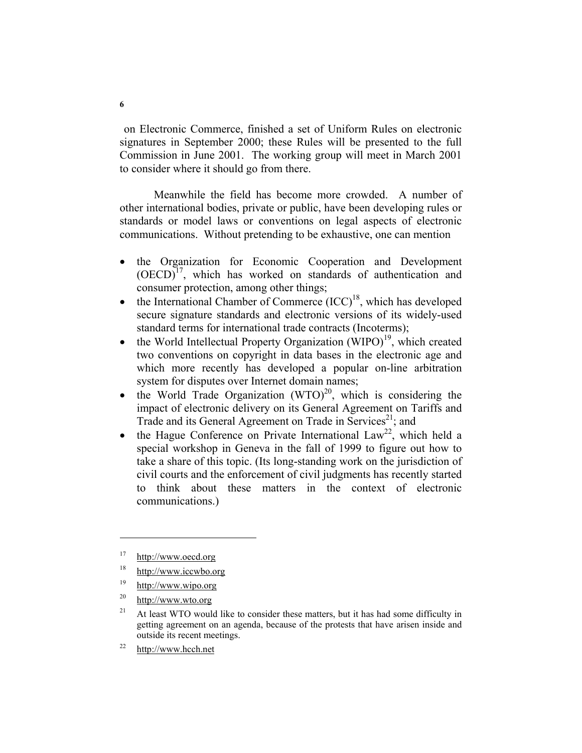on Electronic Commerce, finished a set of Uniform Rules on electronic signatures in September 2000; these Rules will be presented to the full Commission in June 2001. The working group will meet in March 2001 to consider where it should go from there.

Meanwhile the field has become more crowded. A number of other international bodies, private or public, have been developing rules or standards or model laws or conventions on legal aspects of electronic communications. Without pretending to be exhaustive, one can mention

- the Organization for Economic Cooperation and Development (OECD)[17], which has worked on standards of authentication and consumer protection, among other things;
- the International Chamber of Commerce (ICC)[18], which has developed secure signature standards and electronic versions of its widely-used standard terms for international trade contracts (Incoterms);
- the World Intellectual Property Organization (WIPO)[19], which created two conventions on copyright in data bases in the electronic age and which more recently has developed a popular on-line arbitration system for disputes over Internet domain names;
- the World Trade Organization (WTO)[20], which is considering the impact of electronic delivery on its General Agreement on Tariffs and Trade and its General Agreement on Trade in Services[21]; and
- the Hague Conference on Private International Law[22], which held a special workshop in Geneva in the fall of 1999 to figure out how to take a share of this topic. (Its long-standing work on the jurisdiction of civil courts and the enforcement of civil judgments has recently started to think about these matters in the context of electronic communications.)

---

[17] http://www.oecd.org

[18] http://www.iccwbo.org

[19] http://www.wipo.org

[20] http://www.wto.org

[21] At least WTO would like to consider these matters, but it has had some difficulty in getting agreement on an agenda, because of the protests that have arisen inside and outside its recent meetings.

[22] http://www.hcch.net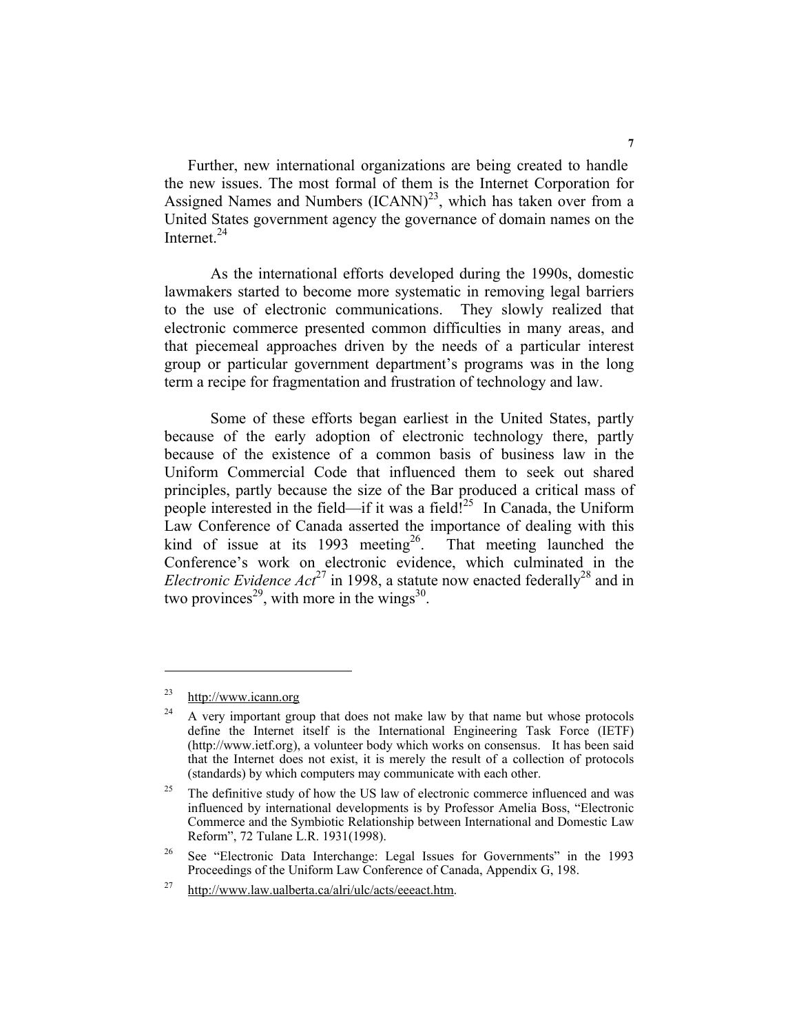Further, new international organizations are being created to handle the new issues. The most formal of them is the Internet Corporation for Assigned Names and Numbers (ICANN)[23], which has taken over from a United States government agency the governance of domain names on the Internet.[24]

As the international efforts developed during the 1990s, domestic lawmakers started to become more systematic in removing legal barriers to the use of electronic communications. They slowly realized that electronic commerce presented common difficulties in many areas, and that piecemeal approaches driven by the needs of a particular interest group or particular government department's programs was in the long term a recipe for fragmentation and frustration of technology and law.

Some of these efforts began earliest in the United States, partly because of the early adoption of electronic technology there, partly because of the existence of a common basis of business law in the Uniform Commercial Code that influenced them to seek out shared principles, partly because the size of the Bar produced a critical mass of people interested in the field—if it was a field![25] In Canada, the Uniform Law Conference of Canada asserted the importance of dealing with this kind of issue at its 1993 meeting[26]. That meeting launched the Conference's work on electronic evidence, which culminated in the *Electronic Evidence Act*[27] in 1998, a statute now enacted federally[28] and in two provinces[29], with more in the wings[30].

---

[23] http://www.icann.org

[24] A very important group that does not make law by that name but whose protocols define the Internet itself is the International Engineering Task Force (IETF) (http://www.ietf.org), a volunteer body which works on consensus. It has been said that the Internet does not exist, it is merely the result of a collection of protocols (standards) by which computers may communicate with each other.

[25] The definitive study of how the US law of electronic commerce influenced and was influenced by international developments is by Professor Amelia Boss, "Electronic Commerce and the Symbiotic Relationship between International and Domestic Law Reform", 72 Tulane L.R. 1931(1998).

[26] See "Electronic Data Interchange: Legal Issues for Governments" in the 1993 Proceedings of the Uniform Law Conference of Canada, Appendix G, 198.

[27] http://www.law.ualberta.ca/alri/ulc/acts/eeeact.htm.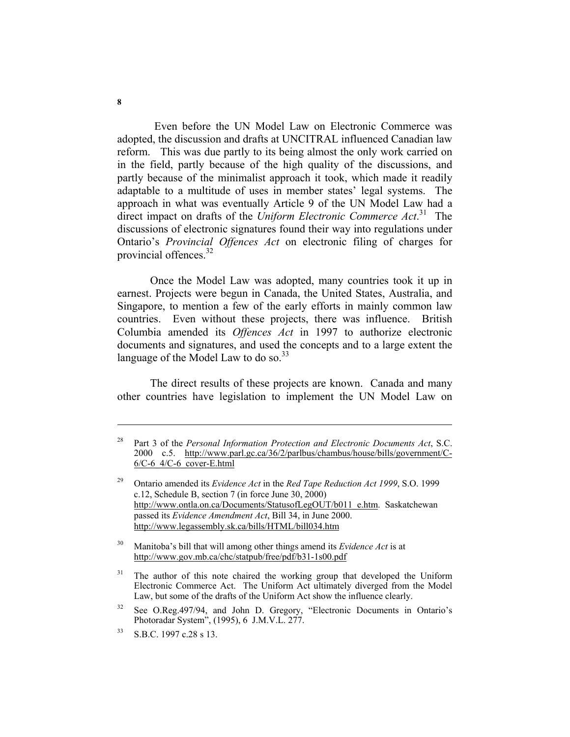Even before the UN Model Law on Electronic Commerce was adopted, the discussion and drafts at UNCITRAL influenced Canadian law reform. This was due partly to its being almost the only work carried on in the field, partly because of the high quality of the discussions, and partly because of the minimalist approach it took, which made it readily adaptable to a multitude of uses in member states' legal systems. The approach in what was eventually Article 9 of the UN Model Law had a direct impact on drafts of the *Uniform Electronic Commerce Act*.[31] The discussions of electronic signatures found their way into regulations under Ontario's *Provincial Offences Act* on electronic filing of charges for provincial offences.[32]

Once the Model Law was adopted, many countries took it up in earnest. Projects were begun in Canada, the United States, Australia, and Singapore, to mention a few of the early efforts in mainly common law countries. Even without these projects, there was influence. British Columbia amended its *Offences Act* in 1997 to authorize electronic documents and signatures, and used the concepts and to a large extent the language of the Model Law to do so.[33]

The direct results of these projects are known. Canada and many other countries have legislation to implement the UN Model Law on

---

[28] Part 3 of the *Personal Information Protection and Electronic Documents Act*, S.C. 2000 c.5. http://www.parl.gc.ca/36/2/parlbus/chambus/house/bills/government/C-6/C-6_4/C-6_cover-E.html

[29] Ontario amended its *Evidence Act* in the *Red Tape Reduction Act 1999*, S.O. 1999 c.12, Schedule B, section 7 (in force June 30, 2000) http://www.ontla.on.ca/Documents/StatusofLegOUT/b011_e.htm. Saskatchewan passed its *Evidence Amendment Act*, Bill 34, in June 2000. http://www.legassembly.sk.ca/bills/HTML/bill034.htm

[30] Manitoba's bill that will among other things amend its *Evidence Act* is at http://www.gov.mb.ca/chc/statpub/free/pdf/b31-1s00.pdf

[31] The author of this note chaired the working group that developed the Uniform Electronic Commerce Act. The Uniform Act ultimately diverged from the Model Law, but some of the drafts of the Uniform Act show the influence clearly.

[32] See O.Reg.497/94, and John D. Gregory, "Electronic Documents in Ontario's Photoradar System", (1995), 6 J.M.V.L. 277.

[33] S.B.C. 1997 c.28 s 13.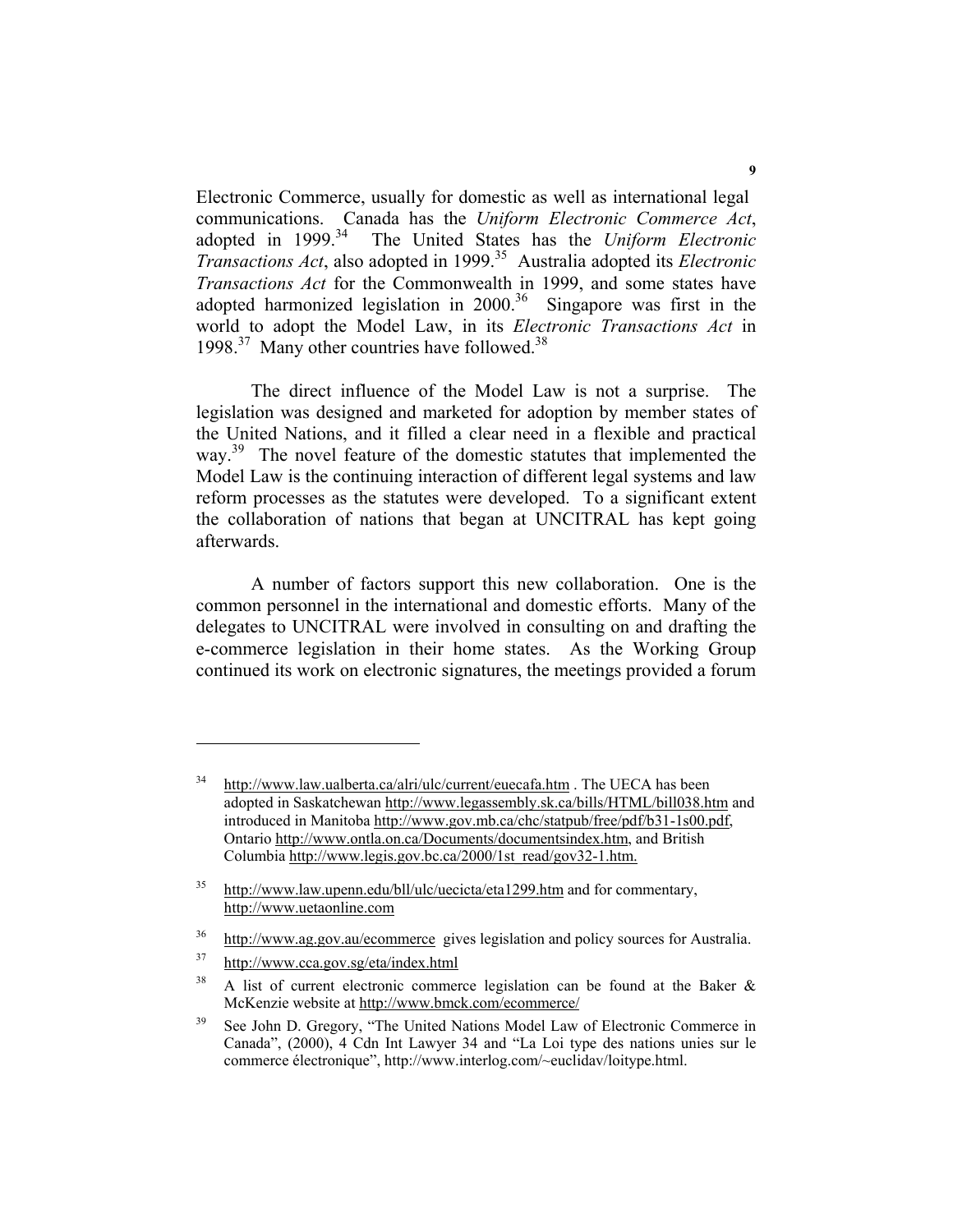Electronic Commerce, usually for domestic as well as international legal communications. Canada has the *Uniform Electronic Commerce Act*, adopted in 1999.[34] The United States has the *Uniform Electronic Transactions Act*, also adopted in 1999.[35] Australia adopted its *Electronic Transactions Act* for the Commonwealth in 1999, and some states have adopted harmonized legislation in 2000.[36] Singapore was first in the world to adopt the Model Law, in its *Electronic Transactions Act* in 1998.[37] Many other countries have followed.[38]

The direct influence of the Model Law is not a surprise. The legislation was designed and marketed for adoption by member states of the United Nations, and it filled a clear need in a flexible and practical way.[39] The novel feature of the domestic statutes that implemented the Model Law is the continuing interaction of different legal systems and law reform processes as the statutes were developed. To a significant extent the collaboration of nations that began at UNCITRAL has kept going afterwards.

A number of factors support this new collaboration. One is the common personnel in the international and domestic efforts. Many of the delegates to UNCITRAL were involved in consulting on and drafting the e-commerce legislation in their home states. As the Working Group continued its work on electronic signatures, the meetings provided a forum

---

[34] http://www.law.ualberta.ca/alri/ulc/current/euecafa.htm . The UECA has been adopted in Saskatchewan http://www.legassembly.sk.ca/bills/HTML/bill038.htm and introduced in Manitoba http://www.gov.mb.ca/chc/statpub/free/pdf/b31-1s00.pdf, Ontario http://www.ontla.on.ca/Documents/documentsindex.htm, and British Columbia http://www.legis.gov.bc.ca/2000/1st_read/gov32-1.htm.

[35] http://www.law.upenn.edu/bll/ulc/uecicta/eta1299.htm and for commentary, http://www.uetaonline.com

[36] http://www.ag.gov.au/ecommerce gives legislation and policy sources for Australia.

[37] http://www.cca.gov.sg/eta/index.html

[38] A list of current electronic commerce legislation can be found at the Baker & McKenzie website at http://www.bmck.com/ecommerce/

[39] See John D. Gregory, "The United Nations Model Law of Electronic Commerce in Canada", (2000), 4 Cdn Int Lawyer 34 and "La Loi type des nations unies sur le commerce électronique", http://www.interlog.com/~euclidav/loitype.html.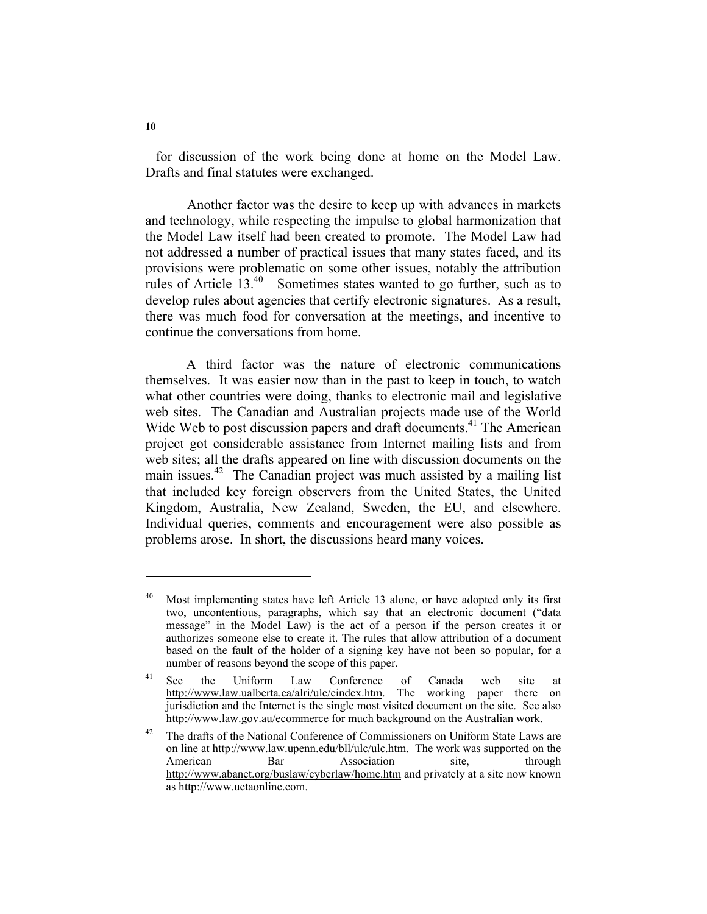for discussion of the work being done at home on the Model Law. Drafts and final statutes were exchanged.

Another factor was the desire to keep up with advances in markets and technology, while respecting the impulse to global harmonization that the Model Law itself had been created to promote. The Model Law had not addressed a number of practical issues that many states faced, and its provisions were problematic on some other issues, notably the attribution rules of Article 13.[40] Sometimes states wanted to go further, such as to develop rules about agencies that certify electronic signatures. As a result, there was much food for conversation at the meetings, and incentive to continue the conversations from home.

A third factor was the nature of electronic communications themselves. It was easier now than in the past to keep in touch, to watch what other countries were doing, thanks to electronic mail and legislative web sites. The Canadian and Australian projects made use of the World Wide Web to post discussion papers and draft documents.[41] The American project got considerable assistance from Internet mailing lists and from web sites; all the drafts appeared on line with discussion documents on the main issues.[42] The Canadian project was much assisted by a mailing list that included key foreign observers from the United States, the United Kingdom, Australia, New Zealand, Sweden, the EU, and elsewhere. Individual queries, comments and encouragement were also possible as problems arose. In short, the discussions heard many voices.

---

[40] Most implementing states have left Article 13 alone, or have adopted only its first two, uncontentious, paragraphs, which say that an electronic document ("data message" in the Model Law) is the act of a person if the person creates it or authorizes someone else to create it. The rules that allow attribution of a document based on the fault of the holder of a signing key have not been so popular, for a number of reasons beyond the scope of this paper.

[41] See the Uniform Law Conference of Canada web site at http://www.law.ualberta.ca/alri/ulc/eindex.htm. The working paper there on jurisdiction and the Internet is the single most visited document on the site. See also http://www.law.gov.au/ecommerce for much background on the Australian work.

[42] The drafts of the National Conference of Commissioners on Uniform State Laws are on line at http://www.law.upenn.edu/bll/ulc/ulc.htm. The work was supported on the American Bar Association site, through http://www.abanet.org/buslaw/cyberlaw/home.htm and privately at a site now known as http://www.uetaonline.com.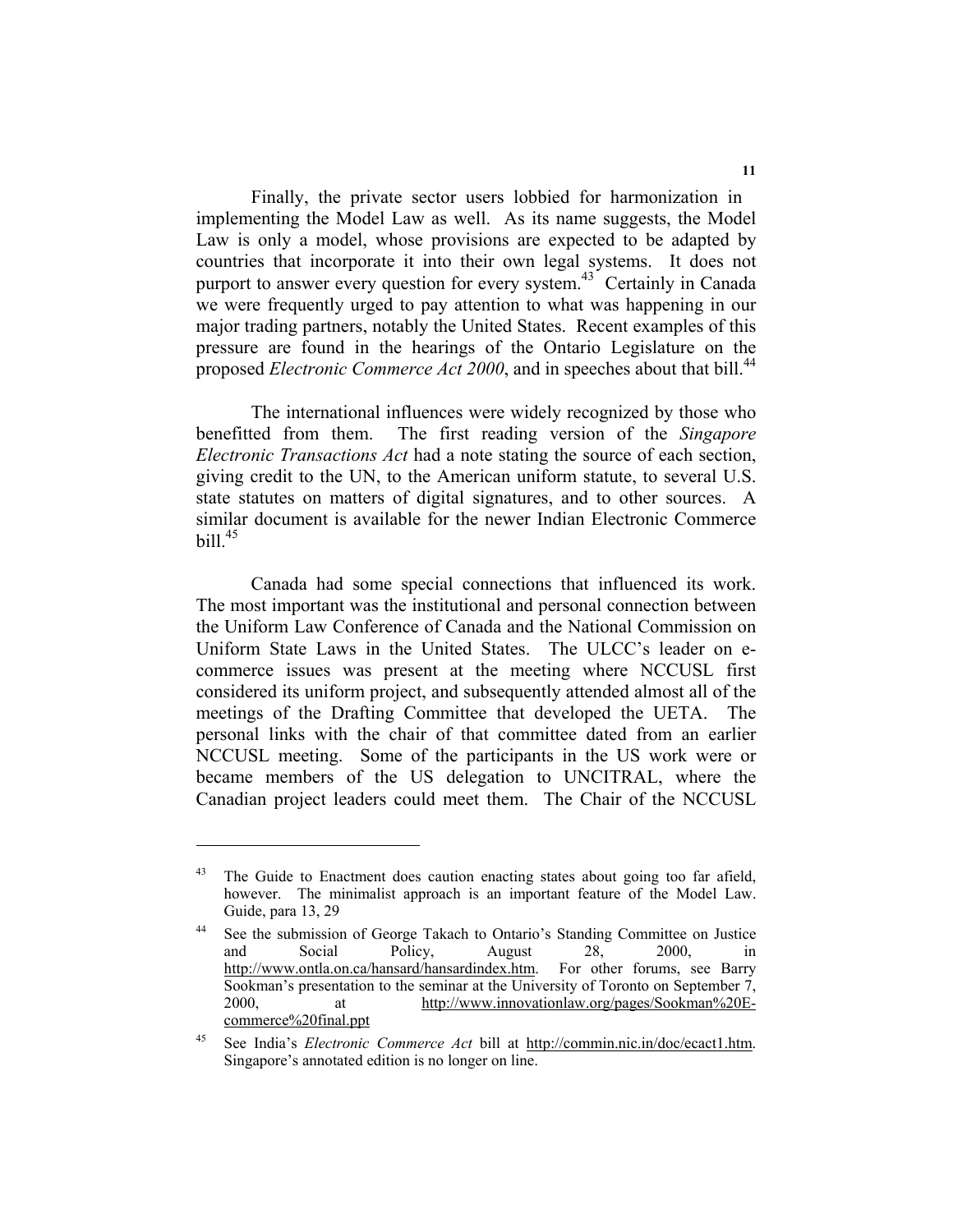Finally, the private sector users lobbied for harmonization in implementing the Model Law as well. As its name suggests, the Model Law is only a model, whose provisions are expected to be adapted by countries that incorporate it into their own legal systems. It does not purport to answer every question for every system.[43] Certainly in Canada we were frequently urged to pay attention to what was happening in our major trading partners, notably the United States. Recent examples of this pressure are found in the hearings of the Ontario Legislature on the proposed *Electronic Commerce Act 2000*, and in speeches about that bill.[44]

The international influences were widely recognized by those who benefitted from them. The first reading version of the *Singapore Electronic Transactions Act* had a note stating the source of each section, giving credit to the UN, to the American uniform statute, to several U.S. state statutes on matters of digital signatures, and to other sources. A similar document is available for the newer Indian Electronic Commerce bill.[45]

Canada had some special connections that influenced its work. The most important was the institutional and personal connection between the Uniform Law Conference of Canada and the National Commission on Uniform State Laws in the United States. The ULCC's leader on e-commerce issues was present at the meeting where NCCUSL first considered its uniform project, and subsequently attended almost all of the meetings of the Drafting Committee that developed the UETA. The personal links with the chair of that committee dated from an earlier NCCUSL meeting. Some of the participants in the US work were or became members of the US delegation to UNCITRAL, where the Canadian project leaders could meet them. The Chair of the NCCUSL

---

[43] The Guide to Enactment does caution enacting states about going too far afield, however. The minimalist approach is an important feature of the Model Law. Guide, para 13, 29

[44] See the submission of George Takach to Ontario's Standing Committee on Justice and Social Policy, August 28, 2000, in http://www.ontla.on.ca/hansard/hansardindex.htm. For other forums, see Barry Sookman's presentation to the seminar at the University of Toronto on September 7, 2000, at http://www.innovationlaw.org/pages/Sookman%20E-commerce%20final.ppt

[45] See India's *Electronic Commerce Act* bill at http://commin.nic.in/doc/ecact1.htm. Singapore's annotated edition is no longer on line.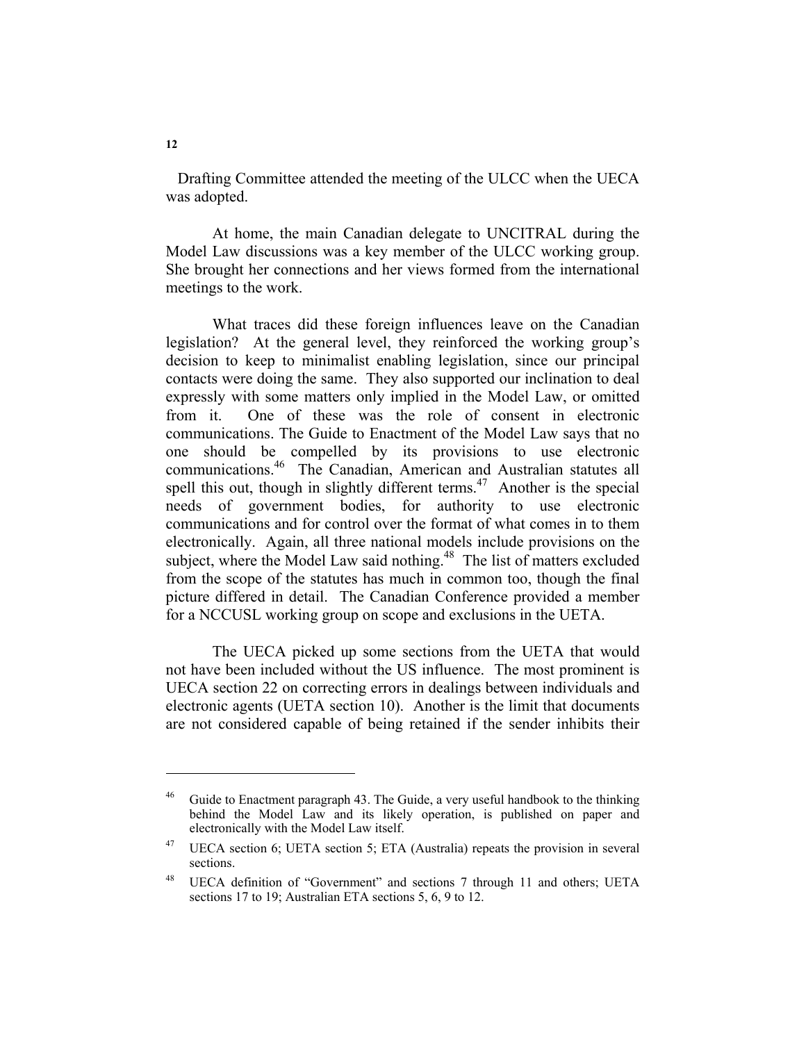Drafting Committee attended the meeting of the ULCC when the UECA was adopted.

At home, the main Canadian delegate to UNCITRAL during the Model Law discussions was a key member of the ULCC working group. She brought her connections and her views formed from the international meetings to the work.

What traces did these foreign influences leave on the Canadian legislation? At the general level, they reinforced the working group's decision to keep to minimalist enabling legislation, since our principal contacts were doing the same. They also supported our inclination to deal expressly with some matters only implied in the Model Law, or omitted from it. One of these was the role of consent in electronic communications. The Guide to Enactment of the Model Law says that no one should be compelled by its provisions to use electronic communications.[46] The Canadian, American and Australian statutes all spell this out, though in slightly different terms.[47] Another is the special needs of government bodies, for authority to use electronic communications and for control over the format of what comes in to them electronically. Again, all three national models include provisions on the subject, where the Model Law said nothing.[48] The list of matters excluded from the scope of the statutes has much in common too, though the final picture differed in detail. The Canadian Conference provided a member for a NCCUSL working group on scope and exclusions in the UETA.

The UECA picked up some sections from the UETA that would not have been included without the US influence. The most prominent is UECA section 22 on correcting errors in dealings between individuals and electronic agents (UETA section 10). Another is the limit that documents are not considered capable of being retained if the sender inhibits their

---

[46] Guide to Enactment paragraph 43. The Guide, a very useful handbook to the thinking behind the Model Law and its likely operation, is published on paper and electronically with the Model Law itself.

[47] UECA section 6; UETA section 5; ETA (Australia) repeats the provision in several sections.

[48] UECA definition of "Government" and sections 7 through 11 and others; UETA sections 17 to 19; Australian ETA sections 5, 6, 9 to 12.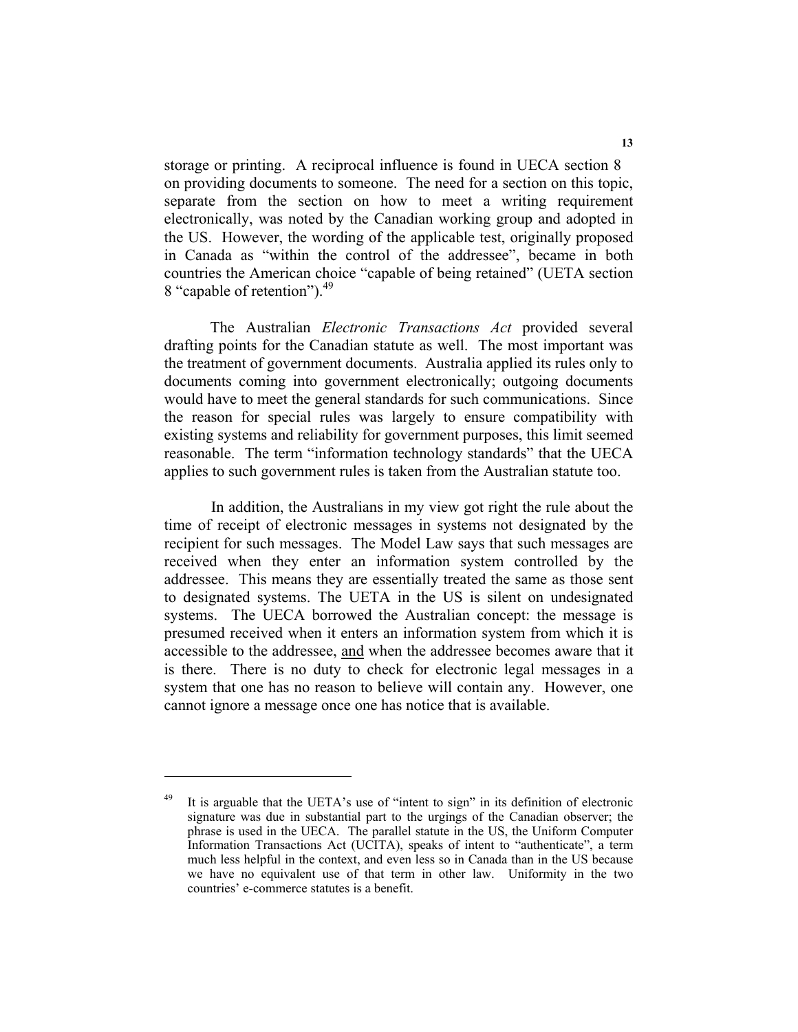storage or printing. A reciprocal influence is found in UECA section 8 on providing documents to someone. The need for a section on this topic, separate from the section on how to meet a writing requirement electronically, was noted by the Canadian working group and adopted in the US. However, the wording of the applicable test, originally proposed in Canada as "within the control of the addressee", became in both countries the American choice "capable of being retained" (UETA section 8 "capable of retention").[49]

The Australian *Electronic Transactions Act* provided several drafting points for the Canadian statute as well. The most important was the treatment of government documents. Australia applied its rules only to documents coming into government electronically; outgoing documents would have to meet the general standards for such communications. Since the reason for special rules was largely to ensure compatibility with existing systems and reliability for government purposes, this limit seemed reasonable. The term "information technology standards" that the UECA applies to such government rules is taken from the Australian statute too.

In addition, the Australians in my view got right the rule about the time of receipt of electronic messages in systems not designated by the recipient for such messages. The Model Law says that such messages are received when they enter an information system controlled by the addressee. This means they are essentially treated the same as those sent to designated systems. The UETA in the US is silent on undesignated systems. The UECA borrowed the Australian concept: the message is presumed received when it enters an information system from which it is accessible to the addressee, <u>and</u> when the addressee becomes aware that it is there. There is no duty to check for electronic legal messages in a system that one has no reason to believe will contain any. However, one cannot ignore a message once one has notice that is available.

---

[49] It is arguable that the UETA's use of "intent to sign" in its definition of electronic signature was due in substantial part to the urgings of the Canadian observer; the phrase is used in the UECA. The parallel statute in the US, the Uniform Computer Information Transactions Act (UCITA), speaks of intent to "authenticate", a term much less helpful in the context, and even less so in Canada than in the US because we have no equivalent use of that term in other law. Uniformity in the two countries' e-commerce statutes is a benefit.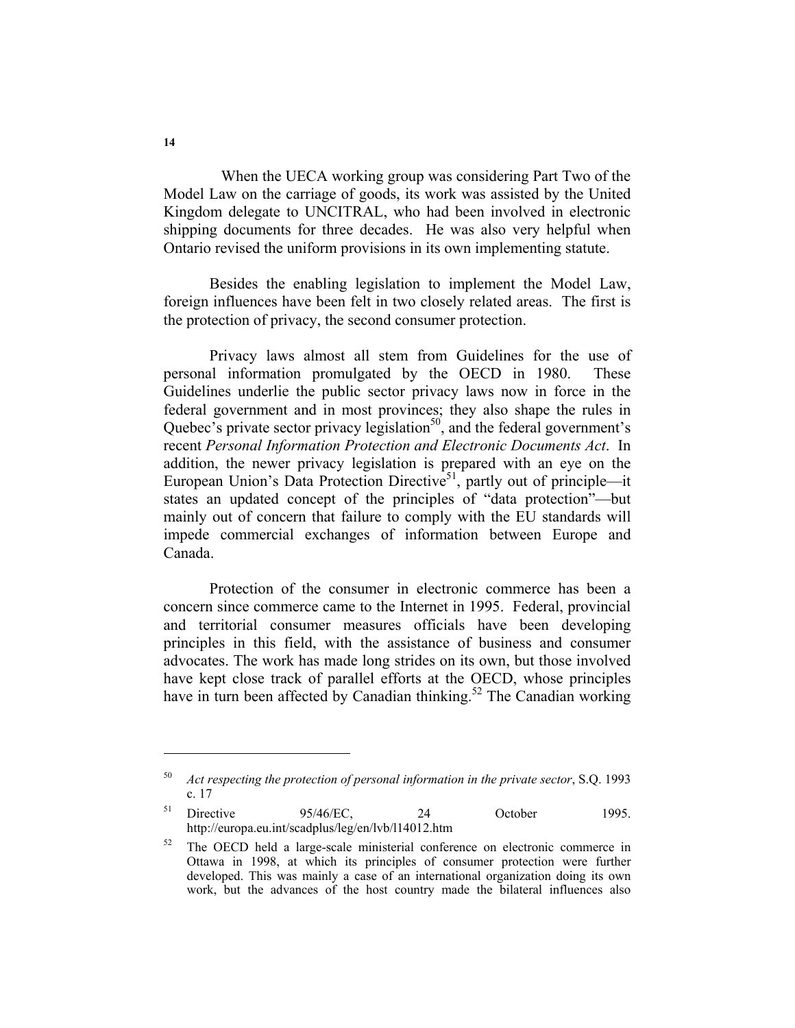When the UECA working group was considering Part Two of the Model Law on the carriage of goods, its work was assisted by the United Kingdom delegate to UNCITRAL, who had been involved in electronic shipping documents for three decades. He was also very helpful when Ontario revised the uniform provisions in its own implementing statute.

Besides the enabling legislation to implement the Model Law, foreign influences have been felt in two closely related areas. The first is the protection of privacy, the second consumer protection.

Privacy laws almost all stem from Guidelines for the use of personal information promulgated by the OECD in 1980. These Guidelines underlie the public sector privacy laws now in force in the federal government and in most provinces; they also shape the rules in Quebec's private sector privacy legislation[50], and the federal government's recent *Personal Information Protection and Electronic Documents Act*. In addition, the newer privacy legislation is prepared with an eye on the European Union's Data Protection Directive[51], partly out of principle—it states an updated concept of the principles of "data protection"—but mainly out of concern that failure to comply with the EU standards will impede commercial exchanges of information between Europe and Canada.

Protection of the consumer in electronic commerce has been a concern since commerce came to the Internet in 1995. Federal, provincial and territorial consumer measures officials have been developing principles in this field, with the assistance of business and consumer advocates. The work has made long strides on its own, but those involved have kept close track of parallel efforts at the OECD, whose principles have in turn been affected by Canadian thinking.[52] The Canadian working

---

[50] *Act respecting the protection of personal information in the private sector*, S.Q. 1993 c. 17

[51] Directive 95/46/EC, 24 October 1995. http://europa.eu.int/scadplus/leg/en/lvb/l14012.htm

[52] The OECD held a large-scale ministerial conference on electronic commerce in Ottawa in 1998, at which its principles of consumer protection were further developed. This was mainly a case of an international organization doing its own work, but the advances of the host country made the bilateral influences also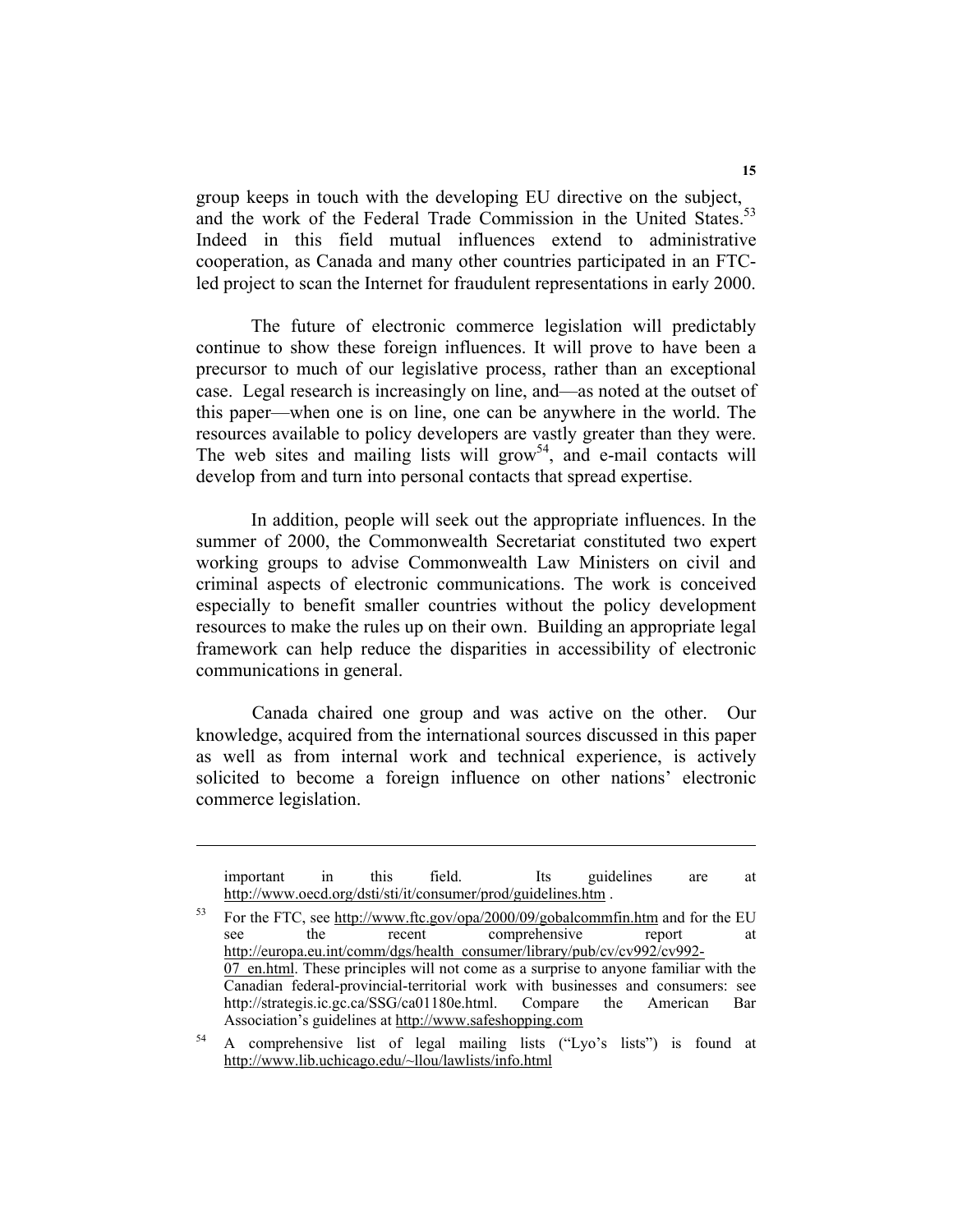group keeps in touch with the developing EU directive on the subject, and the work of the Federal Trade Commission in the United States.[53] Indeed in this field mutual influences extend to administrative cooperation, as Canada and many other countries participated in an FTC-led project to scan the Internet for fraudulent representations in early 2000.

The future of electronic commerce legislation will predictably continue to show these foreign influences. It will prove to have been a precursor to much of our legislative process, rather than an exceptional case. Legal research is increasingly on line, and—as noted at the outset of this paper—when one is on line, one can be anywhere in the world. The resources available to policy developers are vastly greater than they were. The web sites and mailing lists will grow[54], and e-mail contacts will develop from and turn into personal contacts that spread expertise.

In addition, people will seek out the appropriate influences. In the summer of 2000, the Commonwealth Secretariat constituted two expert working groups to advise Commonwealth Law Ministers on civil and criminal aspects of electronic communications. The work is conceived especially to benefit smaller countries without the policy development resources to make the rules up on their own. Building an appropriate legal framework can help reduce the disparities in accessibility of electronic communications in general.

Canada chaired one group and was active on the other. Our knowledge, acquired from the international sources discussed in this paper as well as from internal work and technical experience, is actively solicited to become a foreign influence on other nations' electronic commerce legislation.

---

important in this field. Its guidelines are at http://www.oecd.org/dsti/sti/it/consumer/prod/guidelines.htm .

[53] For the FTC, see http://www.ftc.gov/opa/2000/09/gobalcommfin.htm and for the EU see the recent comprehensive report at http://europa.eu.int/comm/dgs/health_consumer/library/pub/cv/cv992/cv992-07_en.html. These principles will not come as a surprise to anyone familiar with the Canadian federal-provincial-territorial work with businesses and consumers: see http://strategis.ic.gc.ca/SSG/ca01180e.html. Compare the American Bar Association's guidelines at http://www.safeshopping.com

[54] A comprehensive list of legal mailing lists ("Lyo's lists") is found at http://www.lib.uchicago.edu/~llou/lawlists/info.html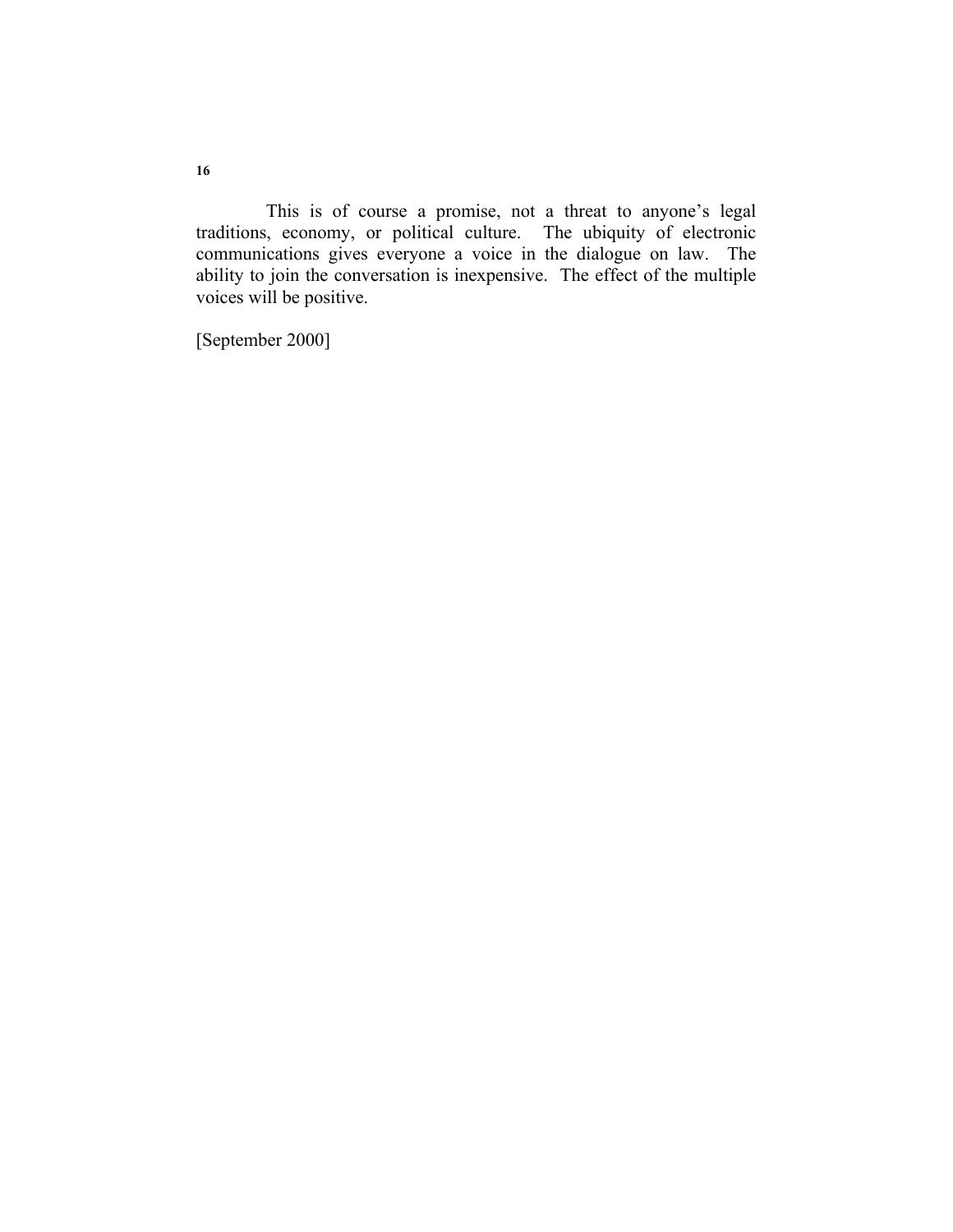This is of course a promise, not a threat to anyone's legal traditions, economy, or political culture. The ubiquity of electronic communications gives everyone a voice in the dialogue on law. The ability to join the conversation is inexpensive. The effect of the multiple voices will be positive.

[September 2000]